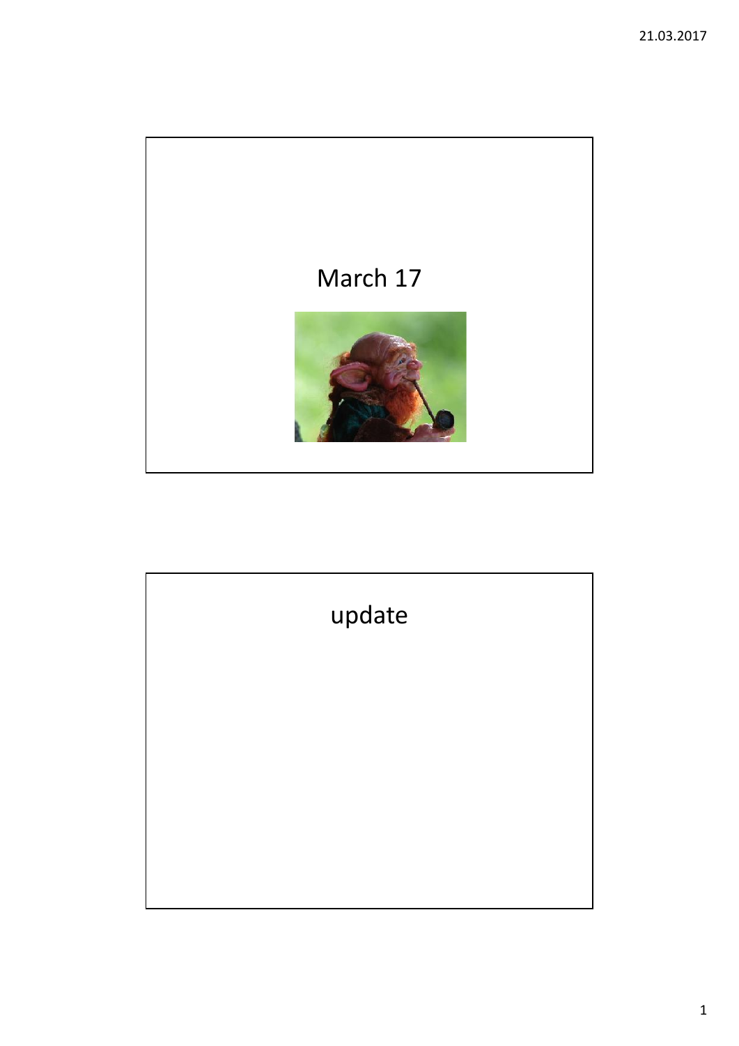# March 17

# update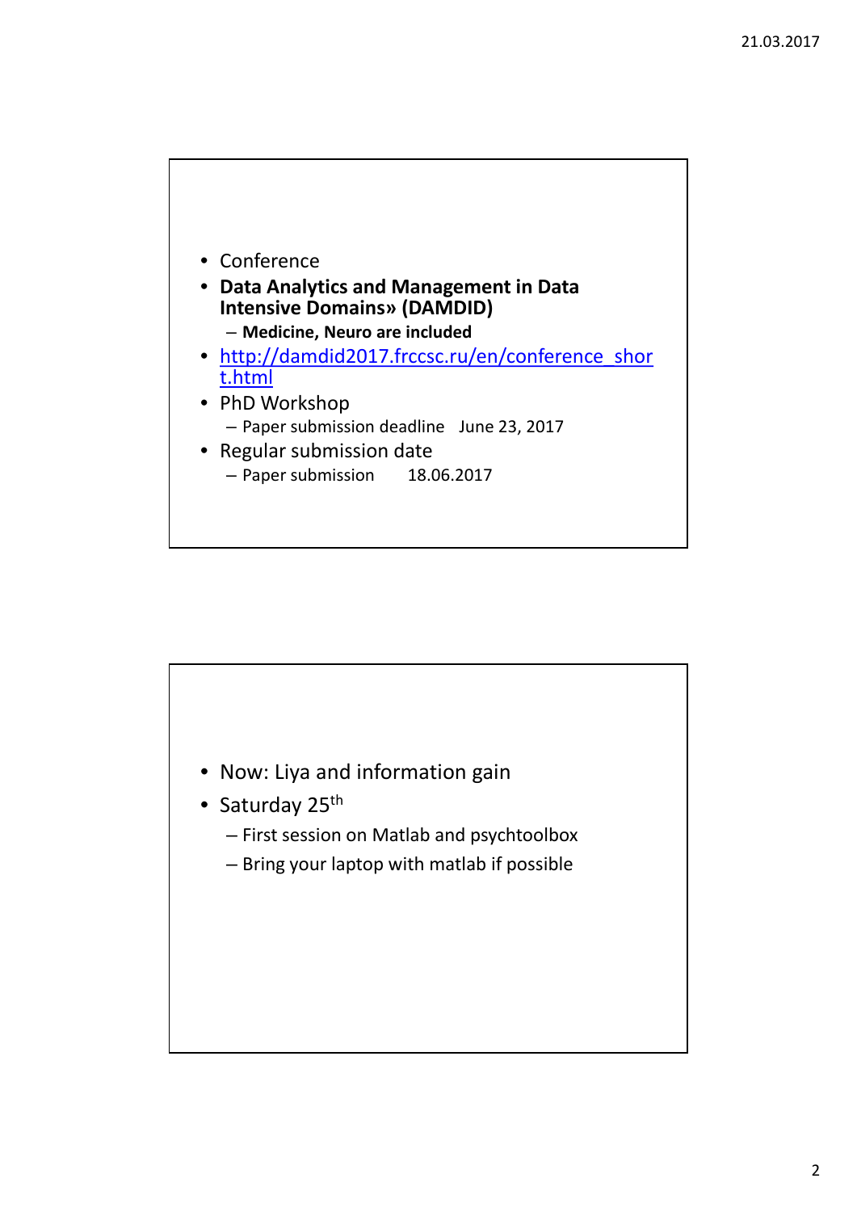- Conference
- **Data Analytics and Management in Data Intensive Domains» (DAMDID)**
  - **Medicine, Neuro are included**
- [http://damdid2017.frccsc.ru/en/conference_short.html](http://damdid2017.frccsc.ru/en/conference_short.html)
- PhD Workshop
  - Paper submission deadline June 23, 2017
- Regular submission date
  - Paper submission 18.06.2017

---

- Now: Liya and information gain
- Saturday 25th
  - First session on Matlab and psychtoolbox
  - Bring your laptop with matlab if possible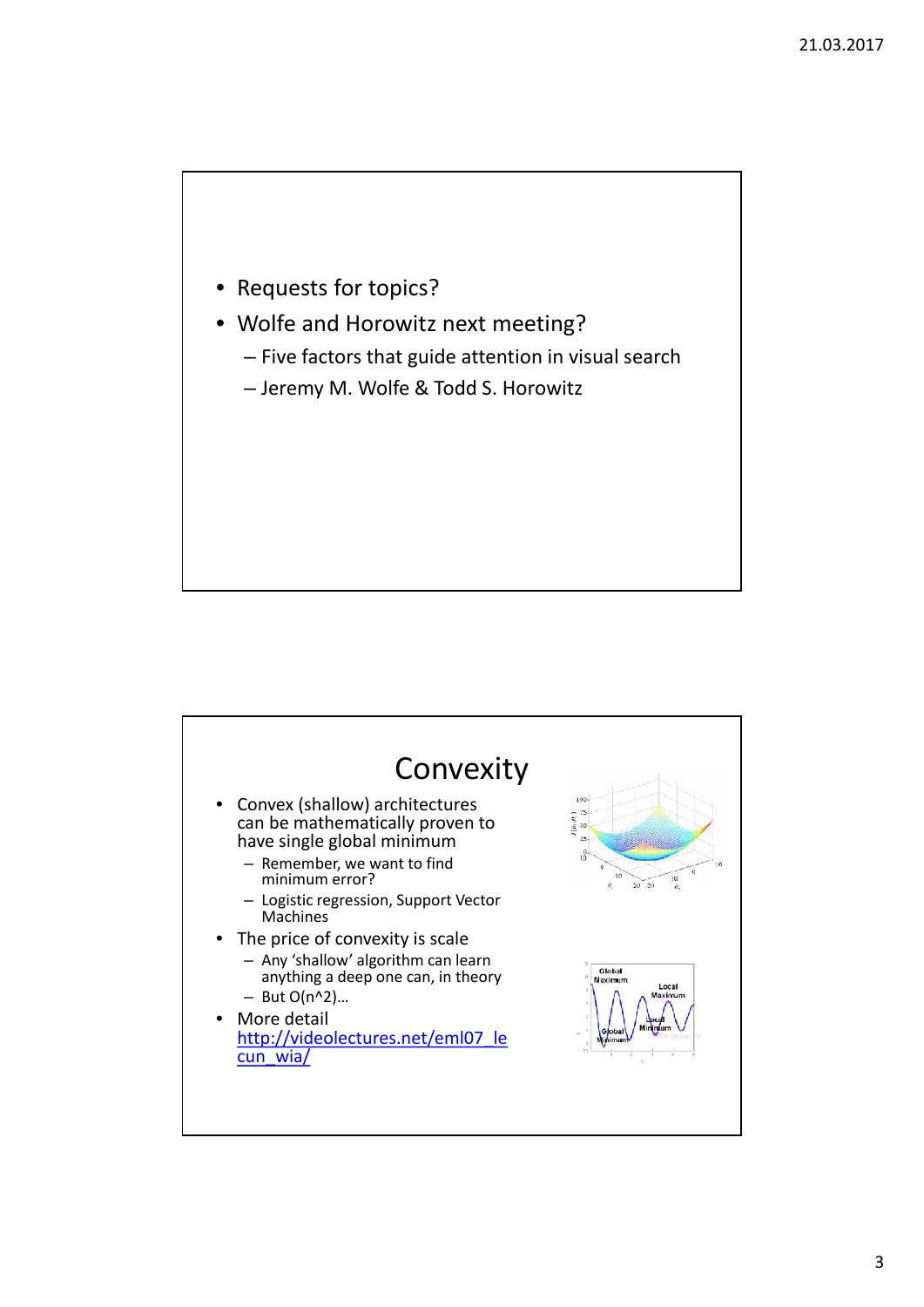- Requests for topics?
- Wolfe and Horowitz next meeting?
  - Five factors that guide attention in visual search
  - Jeremy M. Wolfe & Todd S. Horowitz

## Convexity

- Convex (shallow) architectures can be mathematically proven to have single global minimum
  - Remember, we want to find minimum error?
  - Logistic regression, Support Vector Machines
- The price of convexity is scale
  - Any 'shallow' algorithm can learn anything a deep one can, in theory
  - But O(n^2)…
- More detail
  [http://videolectures.net/eml07_lecun_wia/](http://videolectures.net/eml07_lecun_wia/)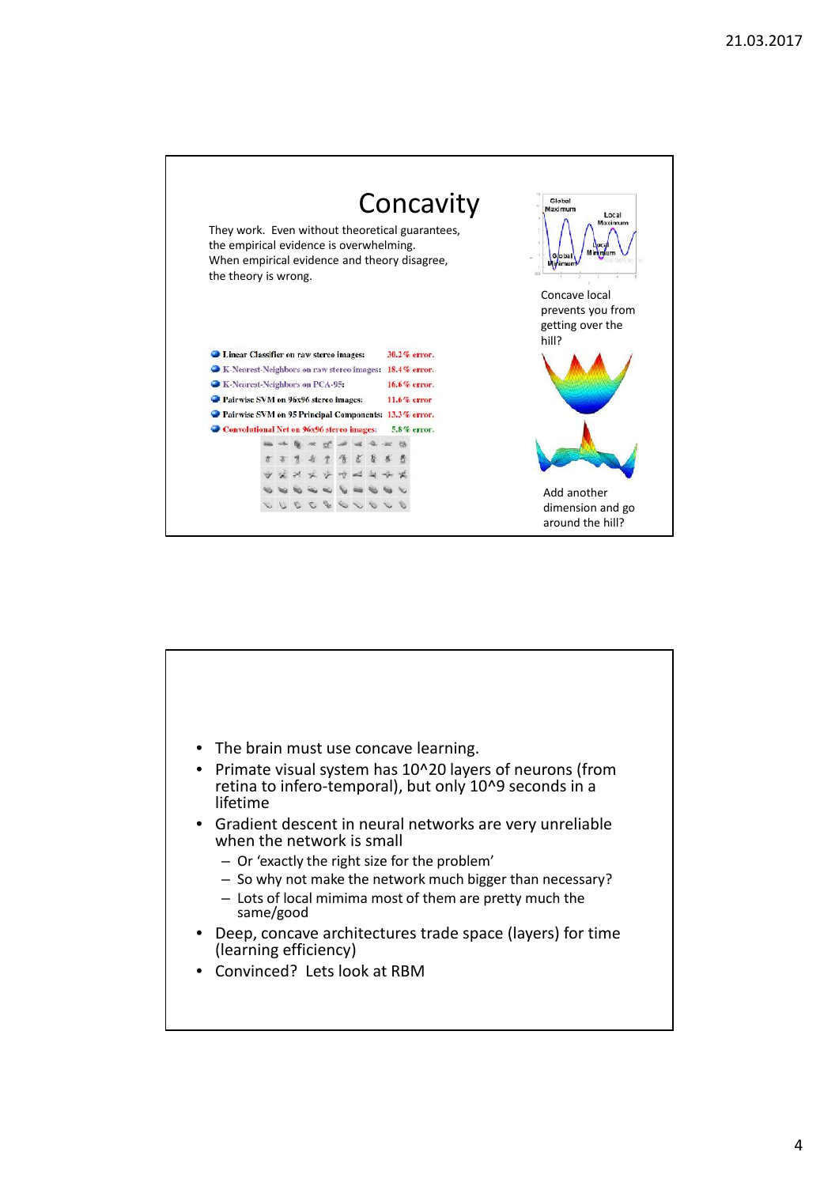# Concavity

They work. Even without theoretical guarantees, the empirical evidence is overwhelming.
When empirical evidence and theory disagree, the theory is wrong.

- Linear Classifier on raw stereo images: 30.2% error.
- K-Nearest-Neighbors on raw stereo images: 18.4% error.
- K-Nearest-Neighbors on PCA-95: 16.6% error.
- Pairwise SVM on 96x96 stereo images: 11.6% error
- Pairwise SVM on 95 Principal Components: 13.3% error.
- Convolutional Net on 96x96 stereo images: 5.8% error.

Concave local prevents you from getting over the hill?

Add another dimension and go around the hill?

---

- The brain must use concave learning.
- Primate visual system has 10^20 layers of neurons (from retina to infero-temporal), but only 10^9 seconds in a lifetime
- Gradient descent in neural networks are very unreliable when the network is small
  - Or 'exactly the right size for the problem'
  - So why not make the network much bigger than necessary?
  - Lots of local mimima most of them are pretty much the same/good
- Deep, concave architectures trade space (layers) for time (learning efficiency)
- Convinced? Lets look at RBM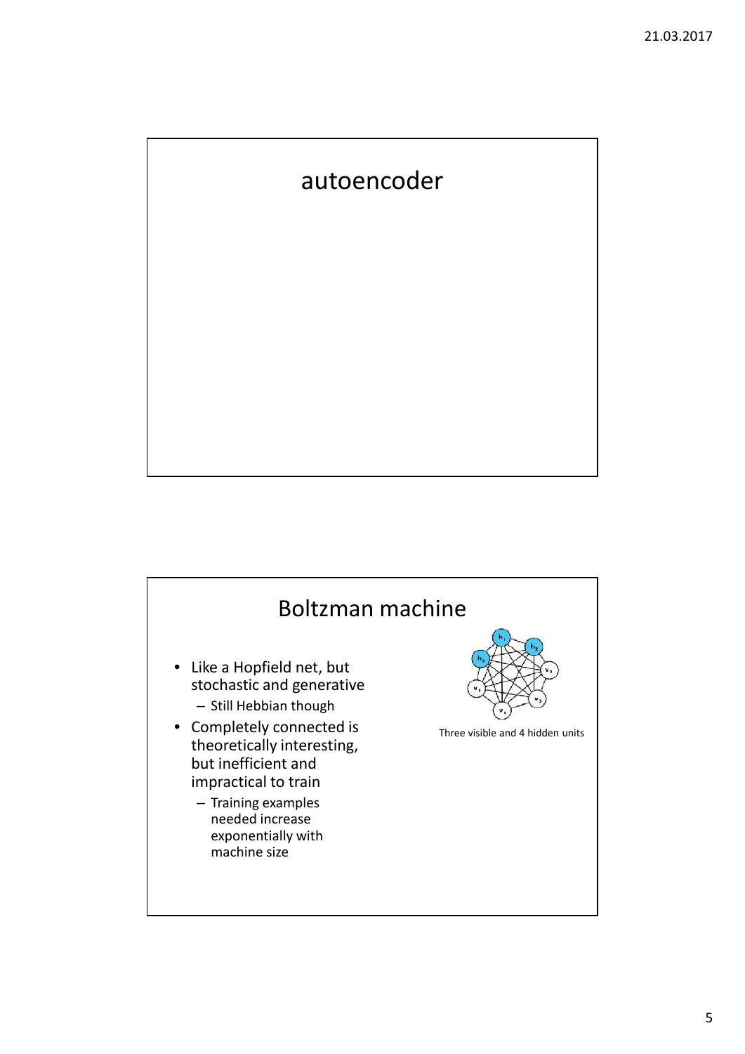# autoencoder

# Boltzman machine

- Like a Hopfield net, but stochastic and generative
  - Still Hebbian though
- Completely connected is theoretically interesting, but inefficient and impractical to train
  - Training examples needed increase exponentially with machine size

Three visible and 4 hidden units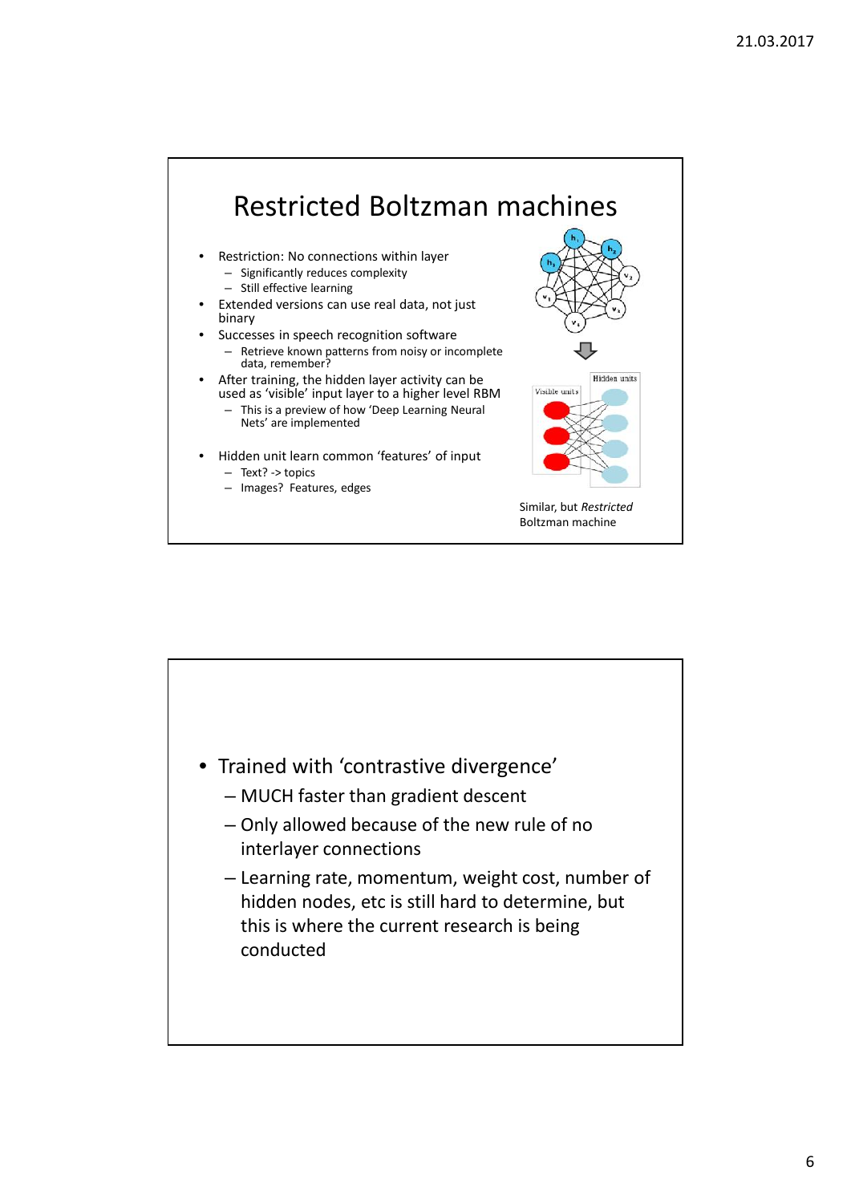# Restricted Boltzman machines

- Restriction: No connections within layer
  - Significantly reduces complexity
  - Still effective learning
- Extended versions can use real data, not just binary
- Successes in speech recognition software
  - Retrieve known patterns from noisy or incomplete data, remember?
- After training, the hidden layer activity can be used as 'visible' input layer to a higher level RBM
  - This is a preview of how 'Deep Learning Neural Nets' are implemented
- Hidden unit learn common 'features' of input
  - Text? -> topics
  - Images? Features, edges

Similar, but *Restricted* Boltzman machine

---

- Trained with 'contrastive divergence'
  - MUCH faster than gradient descent
  - Only allowed because of the new rule of no interlayer connections
  - Learning rate, momentum, weight cost, number of hidden nodes, etc is still hard to determine, but this is where the current research is being conducted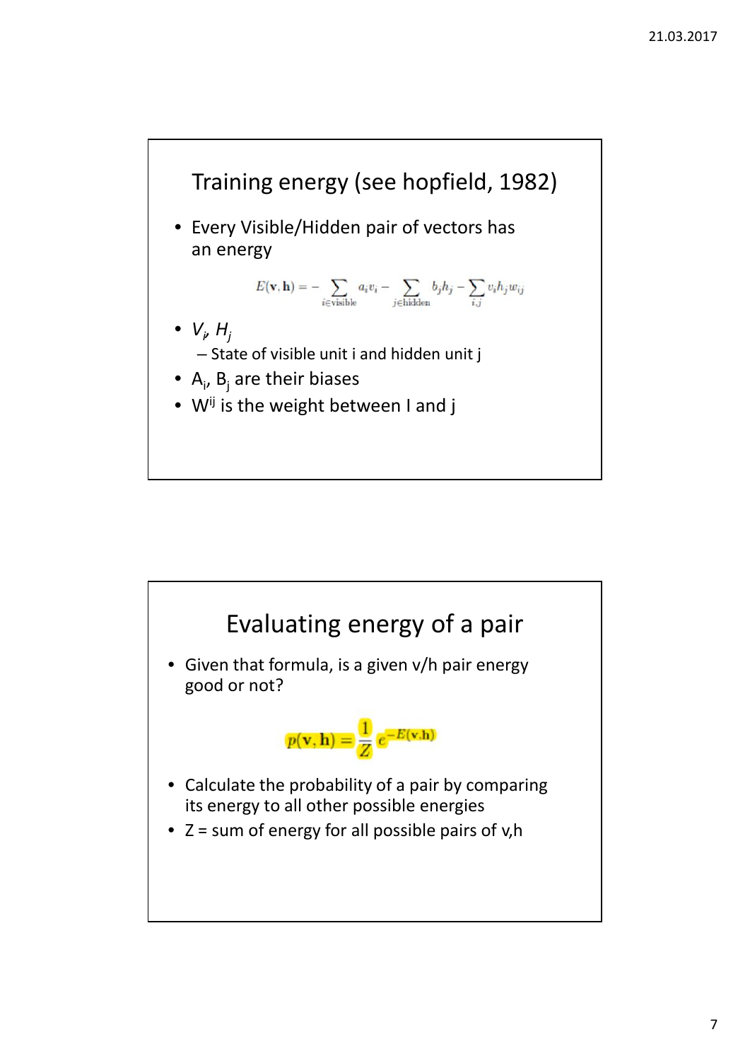## Training energy (see hopfield, 1982)

- Every Visible/Hidden pair of vectors has an energy

$$E(\mathbf{v}, \mathbf{h}) = -\sum_{i \in \text{visible}} a_i v_i - \sum_{j \in \text{hidden}} b_j h_j - \sum_{i,j} v_i h_j w_{ij}$$

- $V_i$, $H_j$
  - State of visible unit i and hidden unit j
- $A_i$, $B_j$ are their biases
- $W^{ij}$ is the weight between I and j

## Evaluating energy of a pair

- Given that formula, is a given v/h pair energy good or not?

$$p(\mathbf{v}, \mathbf{h}) = \frac{1}{Z} e^{-E(\mathbf{v}, \mathbf{h})}$$

- Calculate the probability of a pair by comparing its energy to all other possible energies
- Z = sum of energy for all possible pairs of v,h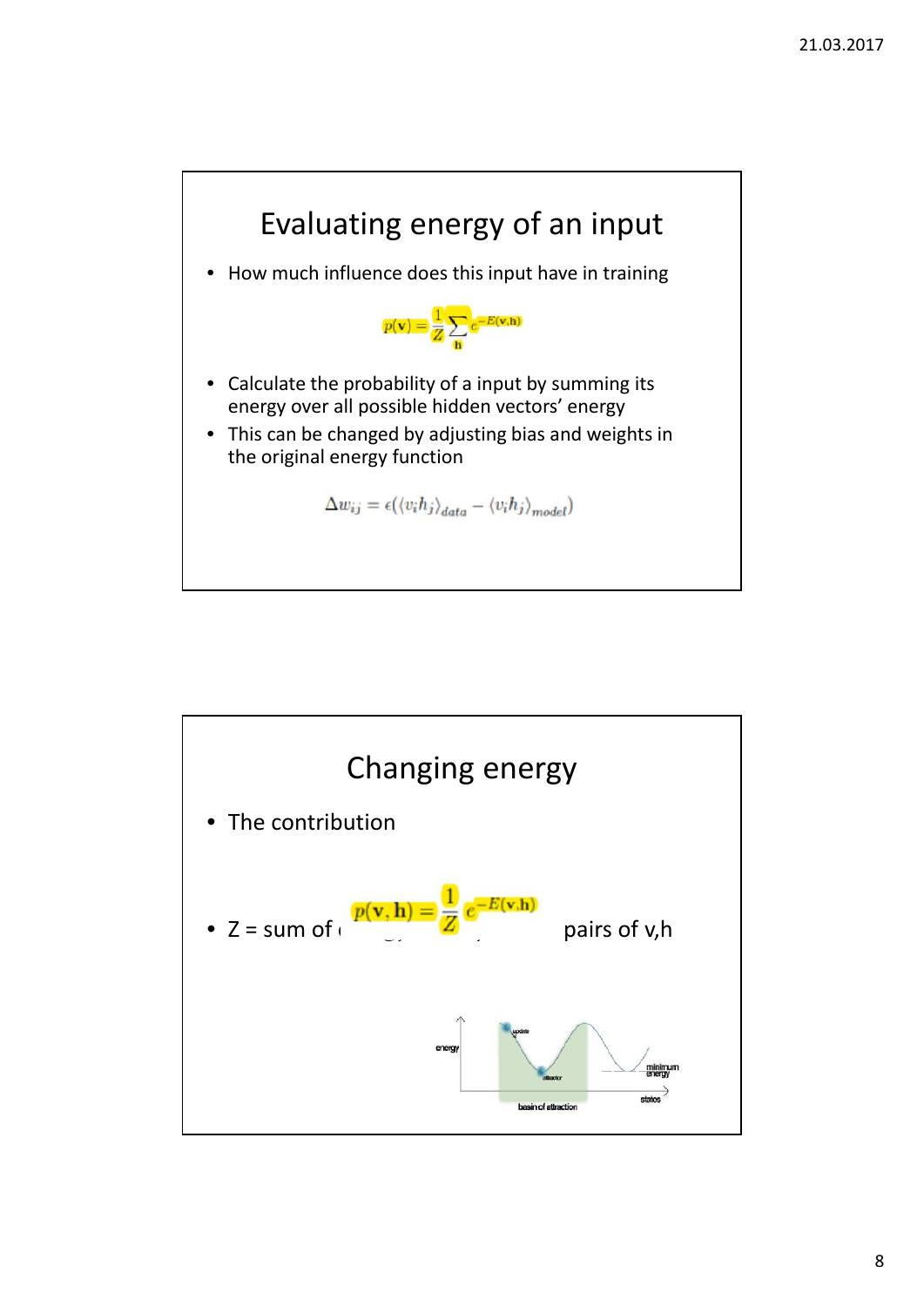## Evaluating energy of an input

- How much influence does this input have in training

$$p(\mathbf{v}) = \frac{1}{Z} \sum_{\mathbf{h}} e^{-E(\mathbf{v},\mathbf{h})}$$

- Calculate the probability of a input by summing its energy over all possible hidden vectors' energy
- This can be changed by adjusting bias and weights in the original energy function

$$\Delta w_{ij} = \epsilon(\langle v_i h_j \rangle_{data} - \langle v_i h_j \rangle_{model})$$

## Changing energy

- The contribution

$$p(\mathbf{v},\mathbf{h}) = \frac{1}{Z} e^{-E(\mathbf{v},\mathbf{h})}$$

- Z = sum of ( ... pairs of v,h

energy

update

attractor

minimum energy

states

basin of attraction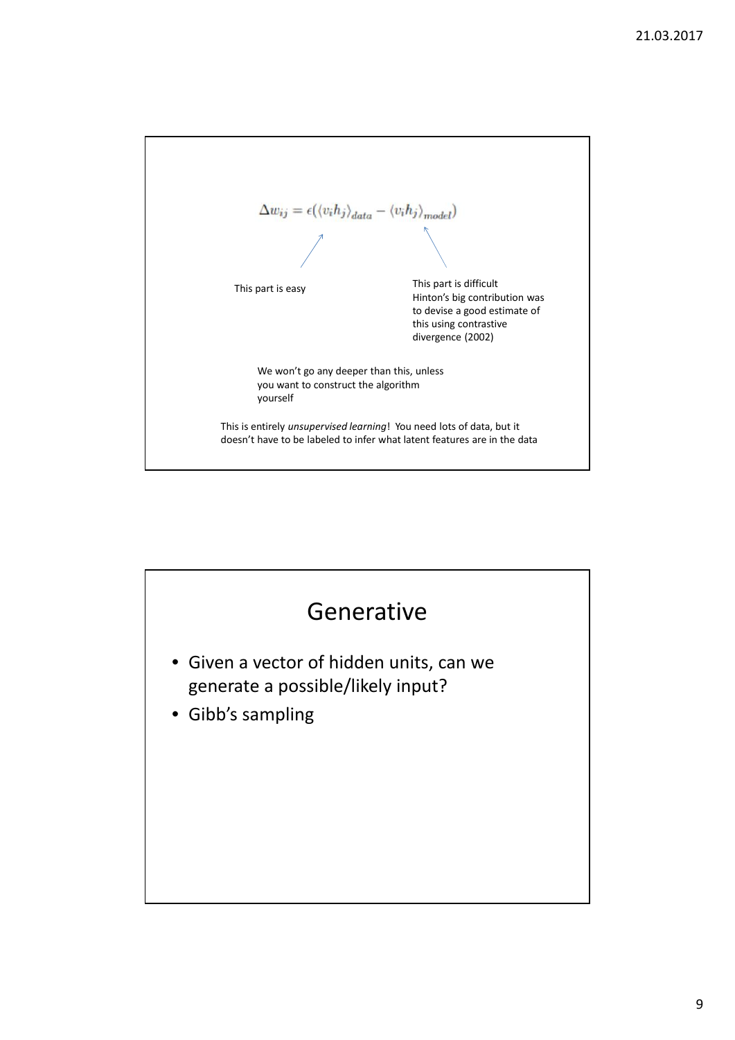$$\Delta w_{ij} = \epsilon(\langle v_i h_j \rangle_{data} - \langle v_i h_j \rangle_{model})$$

This part is easy

This part is difficult
Hinton's big contribution was to devise a good estimate of this using contrastive divergence (2002)

We won't go any deeper than this, unless you want to construct the algorithm yourself

This is entirely *unsupervised learning*! You need lots of data, but it doesn't have to be labeled to infer what latent features are in the data

# Generative

- Given a vector of hidden units, can we generate a possible/likely input?
- Gibb's sampling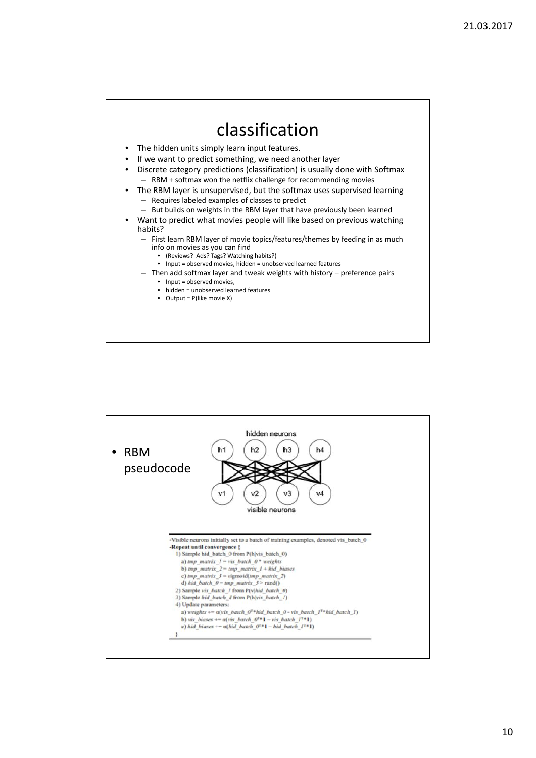# classification

- The hidden units simply learn input features.
- If we want to predict something, we need another layer
- Discrete category predictions (classification) is usually done with Softmax
  - RBM + softmax won the netflix challenge for recommending movies
- The RBM layer is unsupervised, but the softmax uses supervised learning
  - Requires labeled examples of classes to predict
  - But builds on weights in the RBM layer that have previously been learned
- Want to predict what movies people will like based on previous watching habits?
  - First learn RBM layer of movie topics/features/themes by feeding in as much info on movies as you can find
    - (Reviews? Ads? Tags? Watching habits?)
    - Input = observed movies, hidden = unobserved learned features
  - Then add softmax layer and tweak weights with history – preference pairs
    - Input = observed movies,
    - hidden = unobserved learned features
    - Output = P(like movie X)

---

- RBM pseudocode

hidden neurons

h1 h2 h3 h4

v1 v2 v3 v4

visible neurons

```
-Visible neurons initially set to a batch of training examples, denoted vis_batch_0
-Repeat until convergence {
  1) Sample hid_batch_0 from P(h|vis_batch_0)
     a) tmp_matrix_1 = vis_batch_0 * weights
     b) tmp_matrix_2 = tmp_matrix_1 + hid_biases
     c) tmp_matrix_3 = sigmoid(tmp_matrix_2)
     d) hid_batch_0 = tmp_matrix_3 > rand()
  2) Sample vis_batch_1 from P(v|hid_batch_0)
  3) Sample hid_batch_1 from P(h|vis_batch_1)
  4) Update parameters:
     a) weights += α(vis_batch_0^T*hid_batch_0 - vis_batch_1^T*hid_batch_1)
     b) vis_biases += α(vis_batch_0^T*1 - vis_batch_1^T*1)
     c) hid_biases += α(hid_batch_0^T*1 - hid_batch_1^T*1)
  }
```